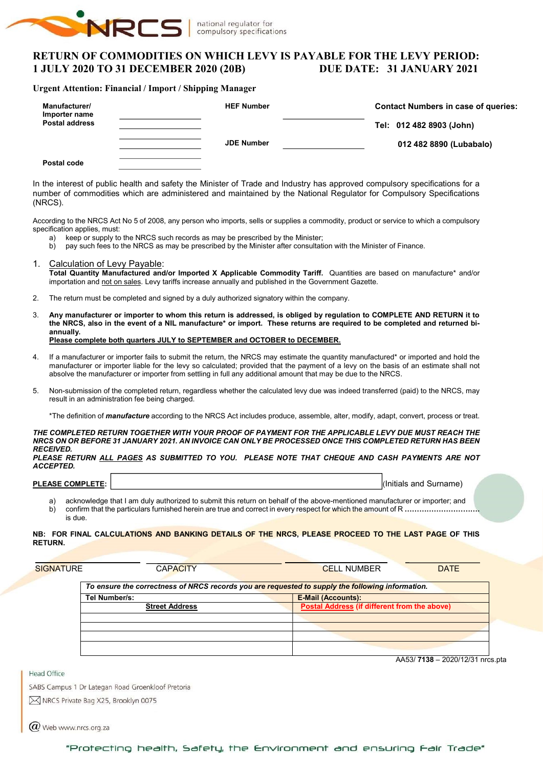NRCS | national regulator for compulsory specifications

# RETURN OF COMMODITIES ON WHICH LEVY IS PAYABLE FOR THE LEVY PERIOD: 1 JULY 2020 TO 31 DECEMBER 2020 (20B) DUE DATE: 31 JANUARY 2021

**Urgent Attention: Financial / Import / Shipping Manager**

| | | | | |
|---|---|---|---|---|
| **Manufacturer/ Importer name** | ____________ | **HEF Number** | ____________ | **Contact Numbers in case of queries:** |
| **Postal address** | ____________ | | | **Tel: 012 482 8903 (John)** |
| | ____________ | **JDE Number** | ____________ | **012 482 8890 (Lubabalo)** |
| **Postal code** | ____________ | | | |

In the interest of public health and safety the Minister of Trade and Industry has approved compulsory specifications for a number of commodities which are administered and maintained by the National Regulator for Compulsory Specifications (NRCS).

According to the NRCS Act No 5 of 2008, any person who imports, sells or supplies a commodity, product or service to which a compulsory specification applies, must:

a) keep or supply to the NRCS such records as may be prescribed by the Minister;
b) pay such fees to the NRCS as may be prescribed by the Minister after consultation with the Minister of Finance.

1. Calculation of Levy Payable:
   **Total Quantity Manufactured and/or Imported X Applicable Commodity Tariff.** Quantities are based on manufacture* and/or importation and not on sales. Levy tariffs increase annually and published in the Government Gazette.

2. The return must be completed and signed by a duly authorized signatory within the company.

3. **Any manufacturer or importer to whom this return is addressed, is obliged by regulation to COMPLETE AND RETURN it to the NRCS, also in the event of a NIL manufacture* or import. These returns are required to be completed and returned bi-annually.**
   **Please complete both quarters JULY to SEPTEMBER and OCTOBER to DECEMBER.**

4. If a manufacturer or importer fails to submit the return, the NRCS may estimate the quantity manufactured* or imported and hold the manufacturer or importer liable for the levy so calculated; provided that the payment of a levy on the basis of an estimate shall not absolve the manufacturer or importer from settling in full any additional amount that may be due to the NRCS.

5. Non-submission of the completed return, regardless whether the calculated levy due was indeed transferred (paid) to the NRCS, may result in an administration fee being charged.

*The definition of ***manufacture*** according to the NRCS Act includes produce, assemble, alter, modify, adapt, convert, process or treat.

***THE COMPLETED RETURN TOGETHER WITH YOUR PROOF OF PAYMENT FOR THE APPLICABLE LEVY DUE MUST REACH THE NRCS ON OR BEFORE 31 JANUARY 2021. AN INVOICE CAN ONLY BE PROCESSED ONCE THIS COMPLETED RETURN HAS BEEN RECEIVED.***
***PLEASE RETURN ALL PAGES AS SUBMITTED TO YOU. PLEASE NOTE THAT CHEQUE AND CASH PAYMENTS ARE NOT ACCEPTED.***

**PLEASE COMPLETE:** ______________________________ (Initials and Surname)

a) acknowledge that I am duly authorized to submit this return on behalf of the above-mentioned manufacturer or importer; and
b) confirm that the particulars furnished herein are true and correct in every respect for which the amount of R .............................. is due.

**NB: FOR FINAL CALCULATIONS AND BANKING DETAILS OF THE NRCS, PLEASE PROCEED TO THE LAST PAGE OF THIS RETURN.**

| SIGNATURE | CAPACITY | CELL NUMBER | DATE |
|---|---|---|---|
| | | | |

| *To ensure the correctness of NRCS records you are requested to supply the following information.* | |
|---|---|
| **Tel Number/s:** | **E-Mail (Accounts):** |
| **Street Address** | **Postal Address (if different from the above)** |
| | |
| | |
| | |
| | |

AA53/ **7138** – 2020/12/31 nrcs.pta

Head Office
SABS Campus 1 Dr Lategan Road Groenkloof Pretoria
NRCS Private Bag X25, Brooklyn 0075
Web www.nrcs.org.za

"Protecting health, Safety, the Environment and ensuring Fair Trade"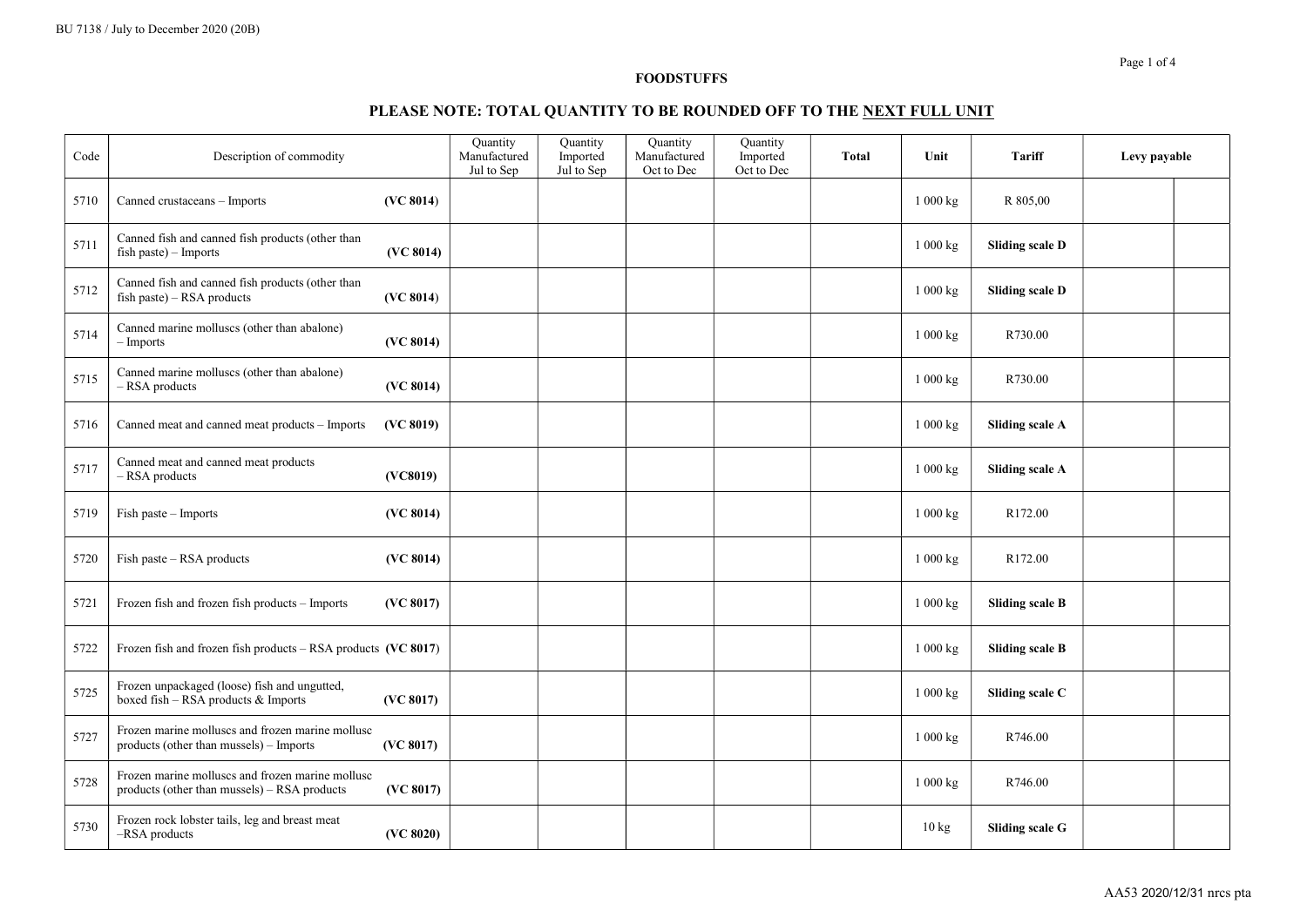**FOODSTUFFS**

**PLEASE NOTE: TOTAL QUANTITY TO BE ROUNDED OFF TO THE NEXT FULL UNIT**

| Code | Description of commodity | Quantity Manufactured Jul to Sep | Quantity Imported Jul to Sep | Quantity Manufactured Oct to Dec | Quantity Imported Oct to Dec | Total | Unit | Tariff | Levy payable | |
|---|---|---|---|---|---|---|---|---|---|---|
| 5710 | Canned crustaceans – Imports **(VC 8014)** | | | | | | 1 000 kg | R 805,00 | | |
| 5711 | Canned fish and canned fish products (other than fish paste) – Imports **(VC 8014)** | | | | | | 1 000 kg | **Sliding scale D** | | |
| 5712 | Canned fish and canned fish products (other than fish paste) – RSA products **(VC 8014)** | | | | | | 1 000 kg | **Sliding scale D** | | |
| 5714 | Canned marine molluscs (other than abalone) – Imports **(VC 8014)** | | | | | | 1 000 kg | R730.00 | | |
| 5715 | Canned marine molluscs (other than abalone) – RSA products **(VC 8014)** | | | | | | 1 000 kg | R730.00 | | |
| 5716 | Canned meat and canned meat products – Imports **(VC 8019)** | | | | | | 1 000 kg | **Sliding scale A** | | |
| 5717 | Canned meat and canned meat products – RSA products **(VC8019)** | | | | | | 1 000 kg | **Sliding scale A** | | |
| 5719 | Fish paste – Imports **(VC 8014)** | | | | | | 1 000 kg | R172.00 | | |
| 5720 | Fish paste – RSA products **(VC 8014)** | | | | | | 1 000 kg | R172.00 | | |
| 5721 | Frozen fish and frozen fish products – Imports **(VC 8017)** | | | | | | 1 000 kg | **Sliding scale B** | | |
| 5722 | Frozen fish and frozen fish products – RSA products **(VC 8017)** | | | | | | 1 000 kg | **Sliding scale B** | | |
| 5725 | Frozen unpackaged (loose) fish and ungutted, boxed fish – RSA products & Imports **(VC 8017)** | | | | | | 1 000 kg | **Sliding scale C** | | |
| 5727 | Frozen marine molluscs and frozen marine mollusc products (other than mussels) – Imports **(VC 8017)** | | | | | | 1 000 kg | R746.00 | | |
| 5728 | Frozen marine molluscs and frozen marine mollusc products (other than mussels) – RSA products **(VC 8017)** | | | | | | 1 000 kg | R746.00 | | |
| 5730 | Frozen rock lobster tails, leg and breast meat –RSA products **(VC 8020)** | | | | | | 10 kg | **Sliding scale G** | | |

AA53 2020/12/31 nrcs pta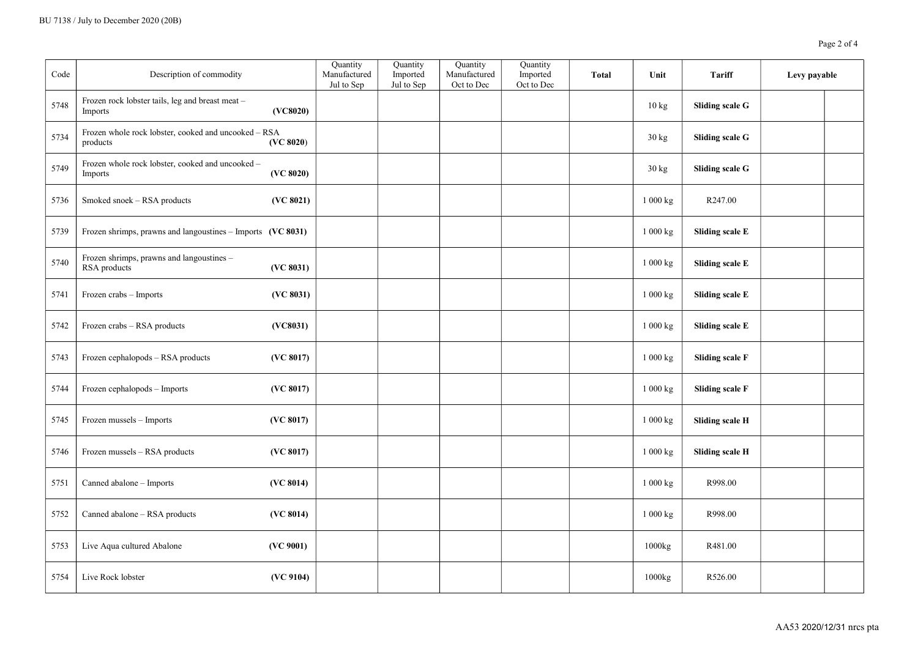| Code | Description of commodity | Quantity Manufactured Jul to Sep | Quantity Imported Jul to Sep | Quantity Manufactured Oct to Dec | Quantity Imported Oct to Dec | **Total** | Unit | **Tariff** | **Levy payable** | |
|---|---|---|---|---|---|---|---|---|---|---|
| 5748 | Frozen rock lobster tails, leg and breast meat – Imports **(VC8020)** | | | | | | 10 kg | **Sliding scale G** | | |
| 5734 | Frozen whole rock lobster, cooked and uncooked – RSA products **(VC 8020)** | | | | | | 30 kg | **Sliding scale G** | | |
| 5749 | Frozen whole rock lobster, cooked and uncooked – Imports **(VC 8020)** | | | | | | 30 kg | **Sliding scale G** | | |
| 5736 | Smoked snoek – RSA products **(VC 8021)** | | | | | | 1 000 kg | R247.00 | | |
| 5739 | Frozen shrimps, prawns and langoustines – Imports **(VC 8031)** | | | | | | 1 000 kg | **Sliding scale E** | | |
| 5740 | Frozen shrimps, prawns and langoustines – RSA products **(VC 8031)** | | | | | | 1 000 kg | **Sliding scale E** | | |
| 5741 | Frozen crabs – Imports **(VC 8031)** | | | | | | 1 000 kg | **Sliding scale E** | | |
| 5742 | Frozen crabs – RSA products **(VC8031)** | | | | | | 1 000 kg | **Sliding scale E** | | |
| 5743 | Frozen cephalopods – RSA products **(VC 8017)** | | | | | | 1 000 kg | **Sliding scale F** | | |
| 5744 | Frozen cephalopods – Imports **(VC 8017)** | | | | | | 1 000 kg | **Sliding scale F** | | |
| 5745 | Frozen mussels – Imports **(VC 8017)** | | | | | | 1 000 kg | **Sliding scale H** | | |
| 5746 | Frozen mussels – RSA products **(VC 8017)** | | | | | | 1 000 kg | **Sliding scale H** | | |
| 5751 | Canned abalone – Imports **(VC 8014)** | | | | | | 1 000 kg | R998.00 | | |
| 5752 | Canned abalone – RSA products **(VC 8014)** | | | | | | 1 000 kg | R998.00 | | |
| 5753 | Live Aqua cultured Abalone **(VC 9001)** | | | | | | 1000kg | R481.00 | | |
| 5754 | Live Rock lobster **(VC 9104)** | | | | | | 1000kg | R526.00 | | |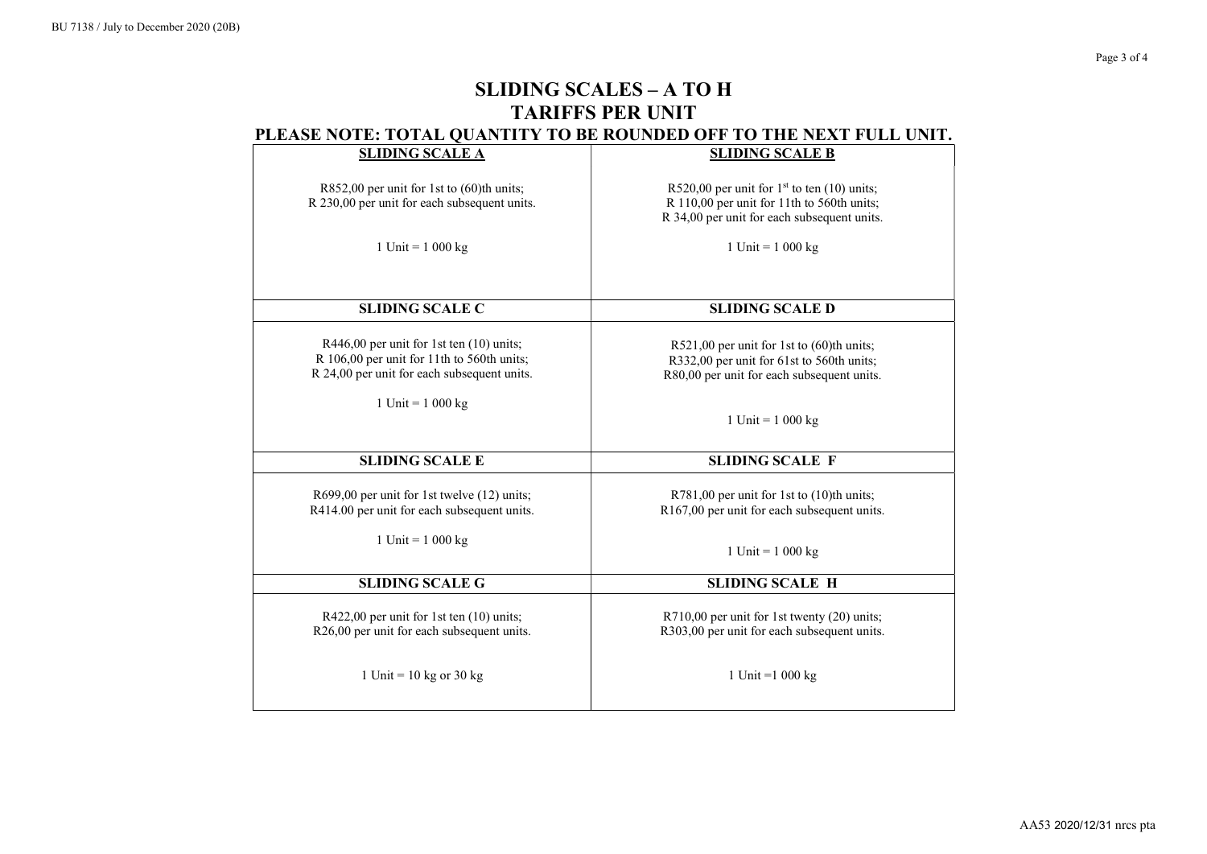# SLIDING SCALES – A TO H

## TARIFFS PER UNIT

**PLEASE NOTE: TOTAL QUANTITY TO BE ROUNDED OFF TO THE NEXT FULL UNIT.**

| **SLIDING SCALE A** | **SLIDING SCALE B** |
|---|---|
| R852,00 per unit for 1st to (60)th units;<br>R 230,00 per unit for each subsequent units.<br><br>1 Unit = 1 000 kg | R520,00 per unit for 1st to ten (10) units;<br>R 110,00 per unit for 11th to 560th units;<br>R 34,00 per unit for each subsequent units.<br><br>1 Unit = 1 000 kg |
| **SLIDING SCALE C** | **SLIDING SCALE D** |
| R446,00 per unit for 1st ten (10) units;<br>R 106,00 per unit for 11th to 560th units;<br>R 24,00 per unit for each subsequent units.<br><br>1 Unit = 1 000 kg | R521,00 per unit for 1st to (60)th units;<br>R332,00 per unit for 61st to 560th units;<br>R80,00 per unit for each subsequent units.<br><br>1 Unit = 1 000 kg |
| **SLIDING SCALE E** | **SLIDING SCALE F** |
| R699,00 per unit for 1st twelve (12) units;<br>R414.00 per unit for each subsequent units.<br><br>1 Unit = 1 000 kg | R781,00 per unit for 1st to (10)th units;<br>R167,00 per unit for each subsequent units.<br><br>1 Unit = 1 000 kg |
| **SLIDING SCALE G** | **SLIDING SCALE H** |
| R422,00 per unit for 1st ten (10) units;<br>R26,00 per unit for each subsequent units.<br><br>1 Unit = 10 kg or 30 kg | R710,00 per unit for 1st twenty (20) units;<br>R303,00 per unit for each subsequent units.<br><br>1 Unit =1 000 kg |

AA53 2020/12/31 nrcs pta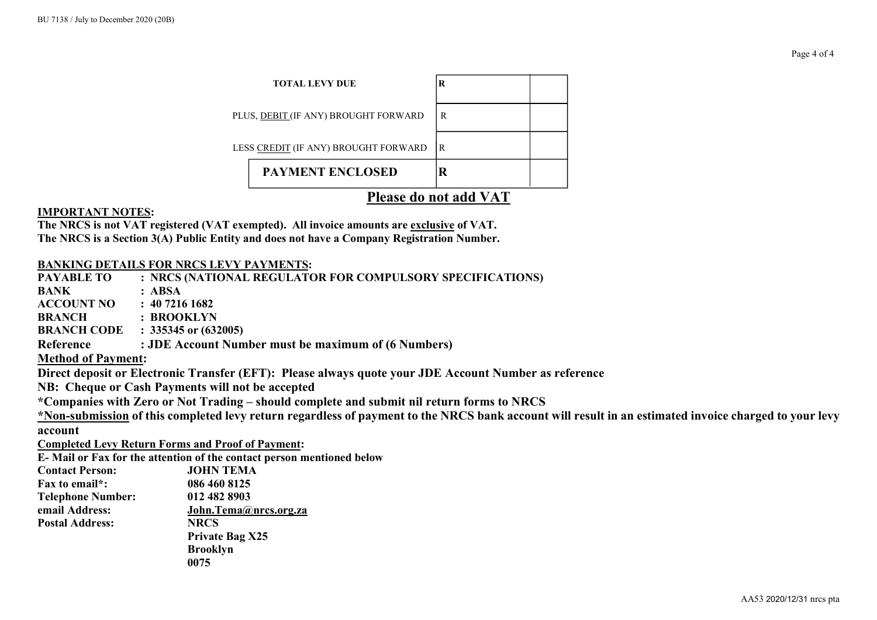| | | |
|---|---|---|
| **TOTAL LEVY DUE** | **R** | |
| PLUS, DEBIT (IF ANY) BROUGHT FORWARD | R | |
| LESS CREDIT (IF ANY) BROUGHT FORWARD | R | |
| **PAYMENT ENCLOSED** | **R** | |

**Please do not add VAT**

**IMPORTANT NOTES:**

**The NRCS is not VAT registered (VAT exempted). All invoice amounts are exclusive of VAT.**
**The NRCS is a Section 3(A) Public Entity and does not have a Company Registration Number.**

**BANKING DETAILS FOR NRCS LEVY PAYMENTS:**

**PAYABLE TO : NRCS (NATIONAL REGULATOR FOR COMPULSORY SPECIFICATIONS)**
**BANK : ABSA**
**ACCOUNT NO : 40 7216 1682**
**BRANCH : BROOKLYN**
**BRANCH CODE : 335345 or (632005)**
**Reference : JDE Account Number must be maximum of (6 Numbers)**

**Method of Payment:**

**Direct deposit or Electronic Transfer (EFT): Please always quote your JDE Account Number as reference**

**NB: Cheque or Cash Payments will not be accepted**

**\*Companies with Zero or Not Trading – should complete and submit nil return forms to NRCS**

**\*Non-submission of this completed levy return regardless of payment to the NRCS bank account will result in an estimated invoice charged to your levy account**

**Completed Levy Return Forms and Proof of Payment:**

**E- Mail or Fax for the attention of the contact person mentioned below**

**Contact Person: JOHN TEMA**
**Fax to email\*: 086 460 8125**
**Telephone Number: 012 482 8903**
**email Address: John.Tema@nrcs.org.za**
**Postal Address: NRCS**
**Private Bag X25**
**Brooklyn**
**0075**

AA53 2020/12/31 nrcs pta